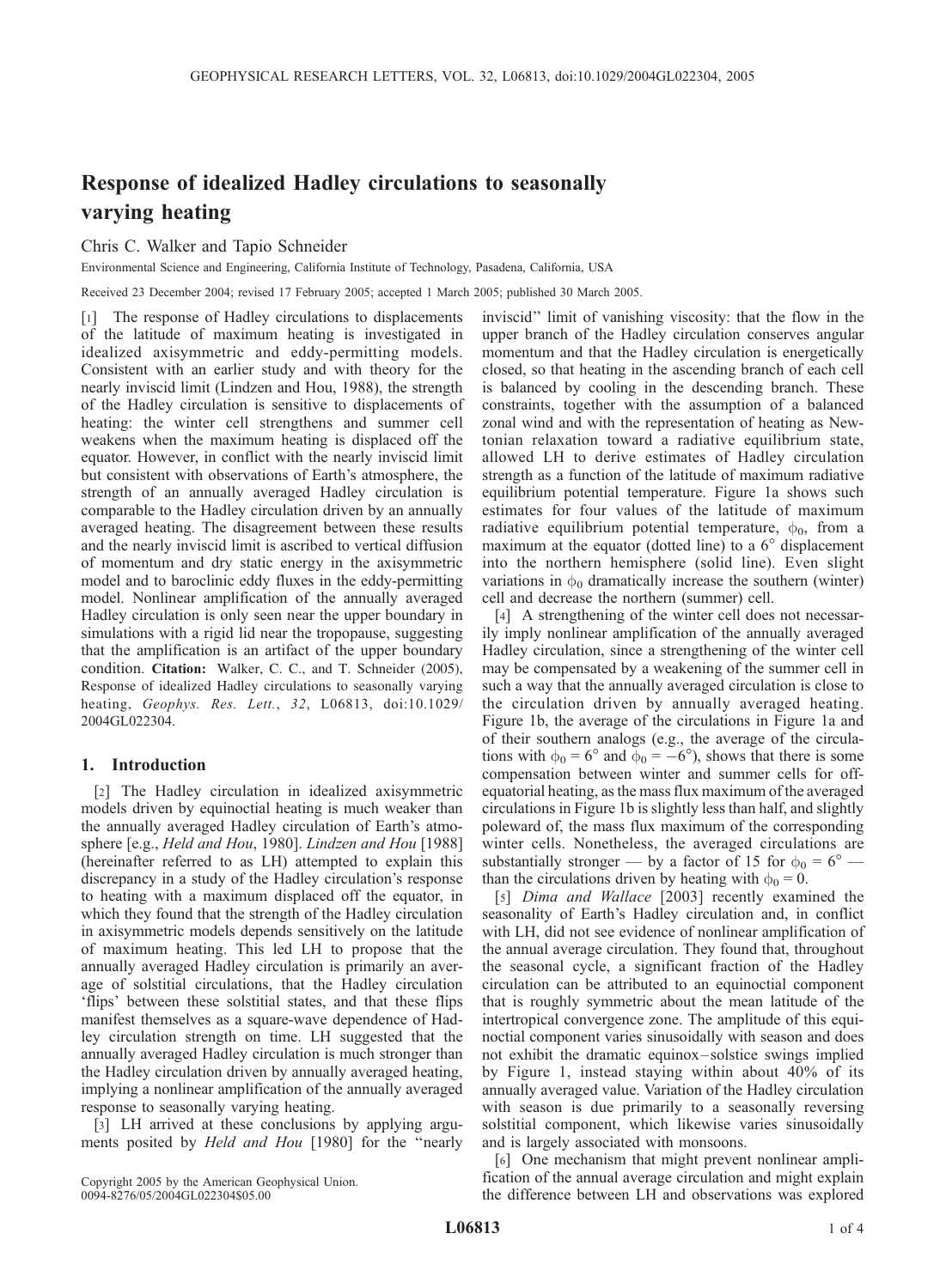# Response of idealized Hadley circulations to seasonally varying heating

Chris C. Walker and Tapio Schneider

Environmental Science and Engineering, California Institute of Technology, Pasadena, California, USA

Received 23 December 2004; revised 17 February 2005; accepted 1 March 2005; published 30 March 2005.

[1] The response of Hadley circulations to displacements of the latitude of maximum heating is investigated in idealized axisymmetric and eddy-permitting models. Consistent with an earlier study and with theory for the nearly inviscid limit (Lindzen and Hou, 1988), the strength of the Hadley circulation is sensitive to displacements of heating: the winter cell strengthens and summer cell weakens when the maximum heating is displaced off the equator. However, in conflict with the nearly inviscid limit but consistent with observations of Earth's atmosphere, the strength of an annually averaged Hadley circulation is comparable to the Hadley circulation driven by an annually averaged heating. The disagreement between these results and the nearly inviscid limit is ascribed to vertical diffusion of momentum and dry static energy in the axisymmetric model and to baroclinic eddy fluxes in the eddy-permitting model. Nonlinear amplification of the annually averaged Hadley circulation is only seen near the upper boundary in simulations with a rigid lid near the tropopause, suggesting that the amplification is an artifact of the upper boundary condition. **Citation:** Walker, C. C., and T. Schneider (2005), Response of idealized Hadley circulations to seasonally varying heating, *Geophys. Res. Lett.*, *32*, L06813, doi:10.1029/2004GL022304.

## 1. Introduction

[2] The Hadley circulation in idealized axisymmetric models driven by equinoctial heating is much weaker than the annually averaged Hadley circulation of Earth's atmosphere [e.g., *Held and Hou*, 1980]. *Lindzen and Hou* [1988] (hereinafter referred to as LH) attempted to explain this discrepancy in a study of the Hadley circulation's response to heating with a maximum displaced off the equator, in which they found that the strength of the Hadley circulation in axisymmetric models depends sensitively on the latitude of maximum heating. This led LH to propose that the annually averaged Hadley circulation is primarily an average of solstitial circulations, that the Hadley circulation 'flips' between these solstitial states, and that these flips manifest themselves as a square-wave dependence of Hadley circulation strength on time. LH suggested that the annually averaged Hadley circulation is much stronger than the Hadley circulation driven by annually averaged heating, implying a nonlinear amplification of the annually averaged response to seasonally varying heating.

[3] LH arrived at these conclusions by applying arguments posited by *Held and Hou* [1980] for the "nearly inviscid" limit of vanishing viscosity: that the flow in the upper branch of the Hadley circulation conserves angular momentum and that the Hadley circulation is energetically closed, so that heating in the ascending branch of each cell is balanced by cooling in the descending branch. These constraints, together with the assumption of a balanced zonal wind and with the representation of heating as Newtonian relaxation toward a radiative equilibrium state, allowed LH to derive estimates of Hadley circulation strength as a function of the latitude of maximum radiative equilibrium potential temperature. Figure 1a shows such estimates for four values of the latitude of maximum radiative equilibrium potential temperature, $\phi_0$, from a maximum at the equator (dotted line) to a $6^\circ$ displacement into the northern hemisphere (solid line). Even slight variations in $\phi_0$ dramatically increase the southern (winter) cell and decrease the northern (summer) cell.

[4] A strengthening of the winter cell does not necessarily imply nonlinear amplification of the annually averaged Hadley circulation, since a strengthening of the winter cell may be compensated by a weakening of the summer cell in such a way that the annually averaged circulation is close to the circulation driven by annually averaged heating. Figure 1b, the average of the circulations in Figure 1a and of their southern analogs (e.g., the average of the circulations with $\phi_0 = 6^\circ$ and $\phi_0 = -6^\circ$), shows that there is some compensation between winter and summer cells for off-equatorial heating, as the mass flux maximum of the averaged circulations in Figure 1b is slightly less than half, and slightly poleward of, the mass flux maximum of the corresponding winter cells. Nonetheless, the averaged circulations are substantially stronger — by a factor of 15 for $\phi_0 = 6^\circ$ — than the circulations driven by heating with $\phi_0 = 0$.

[5] *Dima and Wallace* [2003] recently examined the seasonality of Earth's Hadley circulation and, in conflict with LH, did not see evidence of nonlinear amplification of the annual average circulation. They found that, throughout the seasonal cycle, a significant fraction of the Hadley circulation can be attributed to an equinoctial component that is roughly symmetric about the mean latitude of the intertropical convergence zone. The amplitude of this equinoctial component varies sinusoidally with season and does not exhibit the dramatic equinox–solstice swings implied by Figure 1, instead staying within about 40% of its annually averaged value. Variation of the Hadley circulation with season is due primarily to a seasonally reversing solstitial component, which likewise varies sinusoidally and is largely associated with monsoons.

[6] One mechanism that might prevent nonlinear amplification of the annual average circulation and might explain the difference between LH and observations was explored

Copyright 2005 by the American Geophysical Union.
0094-8276/05/2004GL022304$05.00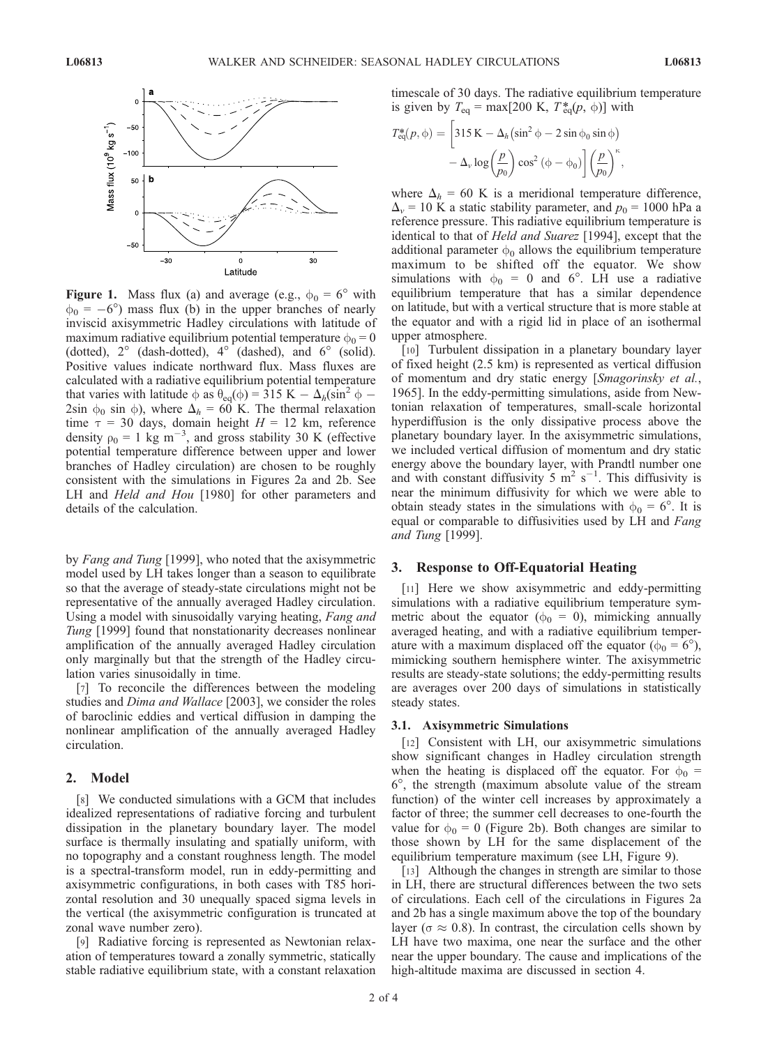**Figure 1.** Mass flux (a) and average (e.g., $\phi_0 = 6°$ with $\phi_0 = -6°$) mass flux (b) in the upper branches of nearly inviscid axisymmetric Hadley circulations with latitude of maximum radiative equilibrium potential temperature $\phi_0 = 0$ (dotted), 2° (dash-dotted), 4° (dashed), and 6° (solid). Positive values indicate northward flux. Mass fluxes are calculated with a radiative equilibrium potential temperature that varies with latitude $\phi$ as $\theta_{eq}(\phi) = 315\ \mathrm{K} - \Delta_h(\sin^2\phi - 2\sin\phi_0\sin\phi)$, where $\Delta_h = 60$ K. The thermal relaxation time $\tau = 30$ days, domain height $H = 12$ km, reference density $\rho_0 = 1\ \mathrm{kg\ m^{-3}}$, and gross stability 30 K (effective potential temperature difference between upper and lower branches of Hadley circulation) are chosen to be roughly consistent with the simulations in Figures 2a and 2b. See LH and *Held and Hou* [1980] for other parameters and details of the calculation.

by *Fang and Tung* [1999], who noted that the axisymmetric model used by LH takes longer than a season to equilibrate so that the average of steady-state circulations might not be representative of the annually averaged Hadley circulation. Using a model with sinusoidally varying heating, *Fang and Tung* [1999] found that nonstationarity decreases nonlinear amplification of the annually averaged Hadley circulation only marginally but that the strength of the Hadley circulation varies sinusoidally in time.

[7] To reconcile the differences between the modeling studies and *Dima and Wallace* [2003], we consider the roles of baroclinic eddies and vertical diffusion in damping the nonlinear amplification of the annually averaged Hadley circulation.

## 2. Model

[8] We conducted simulations with a GCM that includes idealized representations of radiative forcing and turbulent dissipation in the planetary boundary layer. The model surface is thermally insulating and spatially uniform, with no topography and a constant roughness length. The model is a spectral-transform model, run in eddy-permitting and axisymmetric configurations, in both cases with T85 horizontal resolution and 30 unequally spaced sigma levels in the vertical (the axisymmetric configuration is truncated at zonal wave number zero).

[9] Radiative forcing is represented as Newtonian relaxation of temperatures toward a zonally symmetric, statically stable radiative equilibrium state, with a constant relaxation timescale of 30 days. The radiative equilibrium temperature is given by $T_{eq} = \max[200\ \mathrm{K}, T^*_{eq}(p, \phi)]$ with

$$T^*_{eq}(p,\phi) = \left[315\ \mathrm{K} - \Delta_h\left(\sin^2\phi - 2\sin\phi_0\sin\phi\right) - \Delta_v \log\left(\frac{p}{p_0}\right)\cos^2(\phi - \phi_0)\right]\left(\frac{p}{p_0}\right)^{\kappa},$$

where $\Delta_h = 60$ K is a meridional temperature difference, $\Delta_v = 10$ K a static stability parameter, and $p_0 = 1000$ hPa a reference pressure. This radiative equilibrium temperature is identical to that of *Held and Suarez* [1994], except that the additional parameter $\phi_0$ allows the equilibrium temperature maximum to be shifted off the equator. We show simulations with $\phi_0 = 0$ and 6°. LH use a radiative equilibrium temperature that has a similar dependence on latitude, but with a vertical structure that is more stable at the equator and with a rigid lid in place of an isothermal upper atmosphere.

[10] Turbulent dissipation in a planetary boundary layer of fixed height (2.5 km) is represented as vertical diffusion of momentum and dry static energy [*Smagorinsky et al.*, 1965]. In the eddy-permitting simulations, aside from Newtonian relaxation of temperatures, small-scale horizontal hyperdiffusion is the only dissipative process above the planetary boundary layer. In the axisymmetric simulations, we included vertical diffusion of momentum and dry static energy above the boundary layer, with Prandtl number one and with constant diffusivity $5\ \mathrm{m^2\ s^{-1}}$. This diffusivity is near the minimum diffusivity for which we were able to obtain steady states in the simulations with $\phi_0 = 6°$. It is equal or comparable to diffusivities used by LH and *Fang and Tung* [1999].

## 3. Response to Off-Equatorial Heating

[11] Here we show axisymmetric and eddy-permitting simulations with a radiative equilibrium temperature symmetric about the equator ($\phi_0 = 0$), mimicking annually averaged heating, and with a radiative equilibrium temperature with a maximum displaced off the equator ($\phi_0 = 6°$), mimicking southern hemisphere winter. The axisymmetric results are steady-state solutions; the eddy-permitting results are averages over 200 days of simulations in statistically steady states.

### 3.1. Axisymmetric Simulations

[12] Consistent with LH, our axisymmetric simulations show significant changes in Hadley circulation strength when the heating is displaced off the equator. For $\phi_0 = 6°$, the strength (maximum absolute value of the stream function) of the winter cell increases by approximately a factor of three; the summer cell decreases to one-fourth the value for $\phi_0 = 0$ (Figure 2b). Both changes are similar to those shown by LH for the same displacement of the equilibrium temperature maximum (see LH, Figure 9).

[13] Although the changes in strength are similar to those in LH, there are structural differences between the two sets of circulations. Each cell of the circulations in Figures 2a and 2b has a single maximum above the top of the boundary layer ($\sigma \approx 0.8$). In contrast, the circulation cells shown by LH have two maxima, one near the surface and the other near the upper boundary. The cause and implications of the high-altitude maxima are discussed in section 4.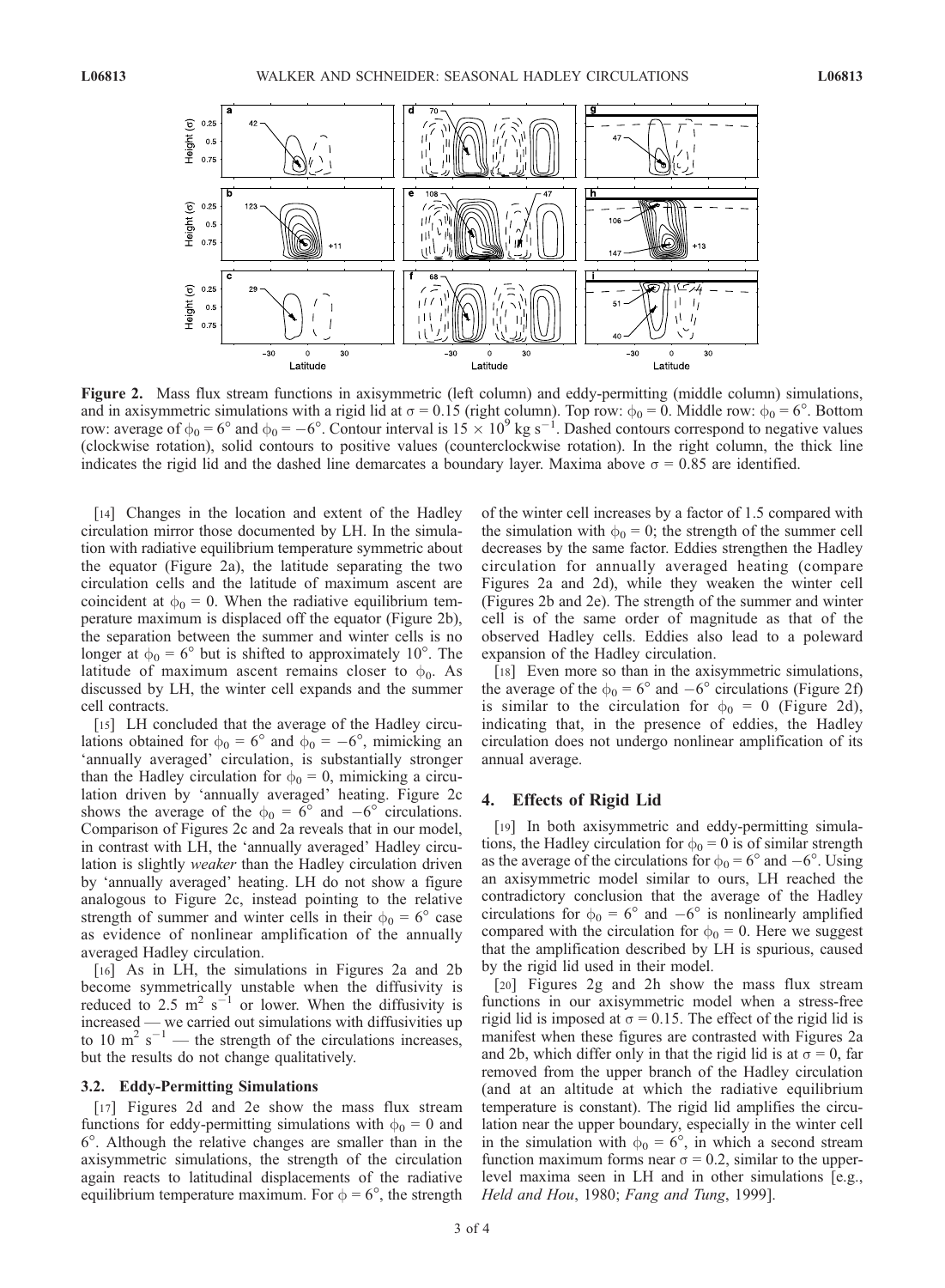**Figure 2.** Mass flux stream functions in axisymmetric (left column) and eddy-permitting (middle column) simulations, and in axisymmetric simulations with a rigid lid at $\sigma = 0.15$ (right column). Top row: $\phi_0 = 0$. Middle row: $\phi_0 = 6°$. Bottom row: average of $\phi_0 = 6°$ and $\phi_0 = -6°$. Contour interval is $15 \times 10^9$ kg s$^{-1}$. Dashed contours correspond to negative values (clockwise rotation), solid contours to positive values (counterclockwise rotation). In the right column, the thick line indicates the rigid lid and the dashed line demarcates a boundary layer. Maxima above $\sigma = 0.85$ are identified.

[14] Changes in the location and extent of the Hadley circulation mirror those documented by LH. In the simulation with radiative equilibrium temperature symmetric about the equator (Figure 2a), the latitude separating the two circulation cells and the latitude of maximum ascent are coincident at $\phi_0 = 0$. When the radiative equilibrium temperature maximum is displaced off the equator (Figure 2b), the separation between the summer and winter cells is no longer at $\phi_0 = 6°$ but is shifted to approximately 10°. The latitude of maximum ascent remains closer to $\phi_0$. As discussed by LH, the winter cell expands and the summer cell contracts.

[15] LH concluded that the average of the Hadley circulations obtained for $\phi_0 = 6°$ and $\phi_0 = -6°$, mimicking an 'annually averaged' circulation, is substantially stronger than the Hadley circulation for $\phi_0 = 0$, mimicking a circulation driven by 'annually averaged' heating. Figure 2c shows the average of the $\phi_0 = 6°$ and $-6°$ circulations. Comparison of Figures 2c and 2a reveals that in our model, in contrast with LH, the 'annually averaged' Hadley circulation is slightly *weaker* than the Hadley circulation driven by 'annually averaged' heating. LH do not show a figure analogous to Figure 2c, instead pointing to the relative strength of summer and winter cells in their $\phi_0 = 6°$ case as evidence of nonlinear amplification of the annually averaged Hadley circulation.

[16] As in LH, the simulations in Figures 2a and 2b become symmetrically unstable when the diffusivity is reduced to 2.5 m$^2$ s$^{-1}$ or lower. When the diffusivity is increased — we carried out simulations with diffusivities up to 10 m$^2$ s$^{-1}$ — the strength of the circulations increases, but the results do not change qualitatively.

### 3.2. Eddy-Permitting Simulations

[17] Figures 2d and 2e show the mass flux stream functions for eddy-permitting simulations with $\phi_0 = 0$ and 6°. Although the relative changes are smaller than in the axisymmetric simulations, the strength of the circulation again reacts to latitudinal displacements of the radiative equilibrium temperature maximum. For $\phi = 6°$, the strength of the winter cell increases by a factor of 1.5 compared with the simulation with $\phi_0 = 0$; the strength of the summer cell decreases by the same factor. Eddies strengthen the Hadley circulation for annually averaged heating (compare Figures 2a and 2d), while they weaken the winter cell (Figures 2b and 2e). The strength of the summer and winter cell is of the same order of magnitude as that of the observed Hadley cells. Eddies also lead to a poleward expansion of the Hadley circulation.

[18] Even more so than in the axisymmetric simulations, the average of the $\phi_0 = 6°$ and $-6°$ circulations (Figure 2f) is similar to the circulation for $\phi_0 = 0$ (Figure 2d), indicating that, in the presence of eddies, the Hadley circulation does not undergo nonlinear amplification of its annual average.

## 4. Effects of Rigid Lid

[19] In both axisymmetric and eddy-permitting simulations, the Hadley circulation for $\phi_0 = 0$ is of similar strength as the average of the circulations for $\phi_0 = 6°$ and $-6°$. Using an axisymmetric model similar to ours, LH reached the contradictory conclusion that the average of the Hadley circulations for $\phi_0 = 6°$ and $-6°$ is nonlinearly amplified compared with the circulation for $\phi_0 = 0$. Here we suggest that the amplification described by LH is spurious, caused by the rigid lid used in their model.

[20] Figures 2g and 2h show the mass flux stream functions in our axisymmetric model when a stress-free rigid lid is imposed at $\sigma = 0.15$. The effect of the rigid lid is manifest when these figures are contrasted with Figures 2a and 2b, which differ only in that the rigid lid is at $\sigma = 0$, far removed from the upper branch of the Hadley circulation (and at an altitude at which the radiative equilibrium temperature is constant). The rigid lid amplifies the circulation near the upper boundary, especially in the winter cell in the simulation with $\phi_0 = 6°$, in which a second stream function maximum forms near $\sigma = 0.2$, similar to the upper-level maxima seen in LH and in other simulations [e.g., *Held and Hou*, 1980; *Fang and Tung*, 1999].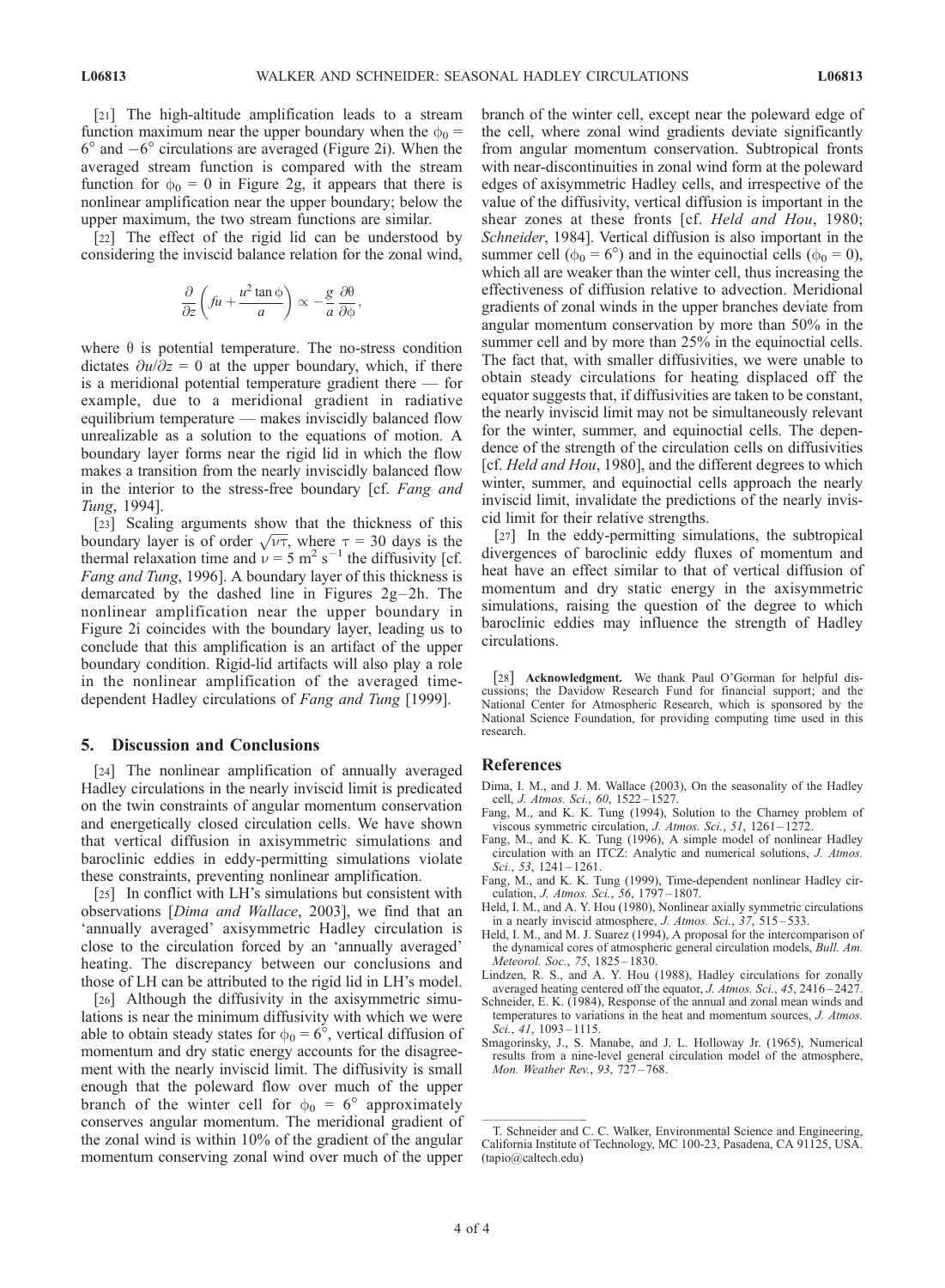[21] The high-altitude amplification leads to a stream function maximum near the upper boundary when the $\phi_0 = 6^\circ$ and $-6^\circ$ circulations are averaged (Figure 2i). When the averaged stream function is compared with the stream function for $\phi_0 = 0$ in Figure 2g, it appears that there is nonlinear amplification near the upper boundary; below the upper maximum, the two stream functions are similar.

[22] The effect of the rigid lid can be understood by considering the inviscid balance relation for the zonal wind,

$$\frac{\partial}{\partial z}\left(fu + \frac{u^2 \tan\phi}{a}\right) \propto -\frac{g}{a}\frac{\partial \theta}{\partial \phi},$$

where $\theta$ is potential temperature. The no-stress condition dictates $\partial u/\partial z = 0$ at the upper boundary, which, if there is a meridional potential temperature gradient there — for example, due to a meridional gradient in radiative equilibrium temperature — makes inviscidly balanced flow unrealizable as a solution to the equations of motion. A boundary layer forms near the rigid lid in which the flow makes a transition from the nearly inviscidly balanced flow in the interior to the stress-free boundary [cf. *Fang and Tung*, 1994].

[23] Scaling arguments show that the thickness of this boundary layer is of order $\sqrt{\nu\tau}$, where $\tau = 30$ days is the thermal relaxation time and $\nu = 5\ \mathrm{m^2\ s^{-1}}$ the diffusivity [cf. *Fang and Tung*, 1996]. A boundary layer of this thickness is demarcated by the dashed line in Figures 2g–2h. The nonlinear amplification near the upper boundary in Figure 2i coincides with the boundary layer, leading us to conclude that this amplification is an artifact of the upper boundary condition. Rigid-lid artifacts will also play a role in the nonlinear amplification of the averaged time-dependent Hadley circulations of *Fang and Tung* [1999].

## 5. Discussion and Conclusions

[24] The nonlinear amplification of annually averaged Hadley circulations in the nearly inviscid limit is predicated on the twin constraints of angular momentum conservation and energetically closed circulation cells. We have shown that vertical diffusion in axisymmetric simulations and baroclinic eddies in eddy-permitting simulations violate these constraints, preventing nonlinear amplification.

[25] In conflict with LH's simulations but consistent with observations [*Dima and Wallace*, 2003], we find that an 'annually averaged' axisymmetric Hadley circulation is close to the circulation forced by an 'annually averaged' heating. The discrepancy between our conclusions and those of LH can be attributed to the rigid lid in LH's model.

[26] Although the diffusivity in the axisymmetric simulations is near the minimum diffusivity with which we were able to obtain steady states for $\phi_0 = 6^\circ$, vertical diffusion of momentum and dry static energy accounts for the disagreement with the nearly inviscid limit. The diffusivity is small enough that the poleward flow over much of the upper branch of the winter cell for $\phi_0 = 6^\circ$ approximately conserves angular momentum. The meridional gradient of the zonal wind is within 10% of the gradient of the angular momentum conserving zonal wind over much of the upper branch of the winter cell, except near the poleward edge of the cell, where zonal wind gradients deviate significantly from angular momentum conservation. Subtropical fronts with near-discontinuities in zonal wind form at the poleward edges of axisymmetric Hadley cells, and irrespective of the value of the diffusivity, vertical diffusion is important in the shear zones at these fronts [cf. *Held and Hou*, 1980; *Schneider*, 1984]. Vertical diffusion is also important in the summer cell ($\phi_0 = 6^\circ$) and in the equinoctial cells ($\phi_0 = 0$), which all are weaker than the winter cell, thus increasing the effectiveness of diffusion relative to advection. Meridional gradients of zonal winds in the upper branches deviate from angular momentum conservation by more than 50% in the summer cell and by more than 25% in the equinoctial cells. The fact that, with smaller diffusivities, we were unable to obtain steady circulations for heating displaced off the equator suggests that, if diffusivities are taken to be constant, the nearly inviscid limit may not be simultaneously relevant for the winter, summer, and equinoctial cells. The dependence of the strength of the circulation cells on diffusivities [cf. *Held and Hou*, 1980], and the different degrees to which winter, summer, and equinoctial cells approach the nearly inviscid limit, invalidate the predictions of the nearly inviscid limit for their relative strengths.

[27] In the eddy-permitting simulations, the subtropical divergences of baroclinic eddy fluxes of momentum and heat have an effect similar to that of vertical diffusion of momentum and dry static energy in the axisymmetric simulations, raising the question of the degree to which baroclinic eddies may influence the strength of Hadley circulations.

[28] **Acknowledgment.** We thank Paul O'Gorman for helpful discussions; the Davidow Research Fund for financial support; and the National Center for Atmospheric Research, which is sponsored by the National Science Foundation, for providing computing time used in this research.

## References

Dima, I. M., and J. M. Wallace (2003), On the seasonality of the Hadley cell, *J. Atmos. Sci.*, *60*, 1522–1527.

Fang, M., and K. K. Tung (1994), Solution to the Charney problem of viscous symmetric circulation, *J. Atmos. Sci.*, *51*, 1261–1272.

Fang, M., and K. K. Tung (1996), A simple model of nonlinear Hadley circulation with an ITCZ: Analytic and numerical solutions, *J. Atmos. Sci.*, *53*, 1241–1261.

Fang, M., and K. K. Tung (1999), Time-dependent nonlinear Hadley circulation, *J. Atmos. Sci.*, *56*, 1797–1807.

Held, I. M., and A. Y. Hou (1980), Nonlinear axially symmetric circulations in a nearly inviscid atmosphere, *J. Atmos. Sci.*, *37*, 515–533.

Held, I. M., and M. J. Suarez (1994), A proposal for the intercomparison of the dynamical cores of atmospheric general circulation models, *Bull. Am. Meteorol. Soc.*, *75*, 1825–1830.

Lindzen, R. S., and A. Y. Hou (1988), Hadley circulations for zonally averaged heating centered off the equator, *J. Atmos. Sci.*, *45*, 2416–2427.

Schneider, E. K. (1984), Response of the annual and zonal mean winds and temperatures to variations in the heat and momentum sources, *J. Atmos. Sci.*, *41*, 1093–1115.

Smagorinsky, J., S. Manabe, and J. L. Holloway Jr. (1965), Numerical results from a nine-level general circulation model of the atmosphere, *Mon. Weather Rev.*, *93*, 727–768.

T. Schneider and C. C. Walker, Environmental Science and Engineering, California Institute of Technology, MC 100-23, Pasadena, CA 91125, USA. (tapio@caltech.edu)